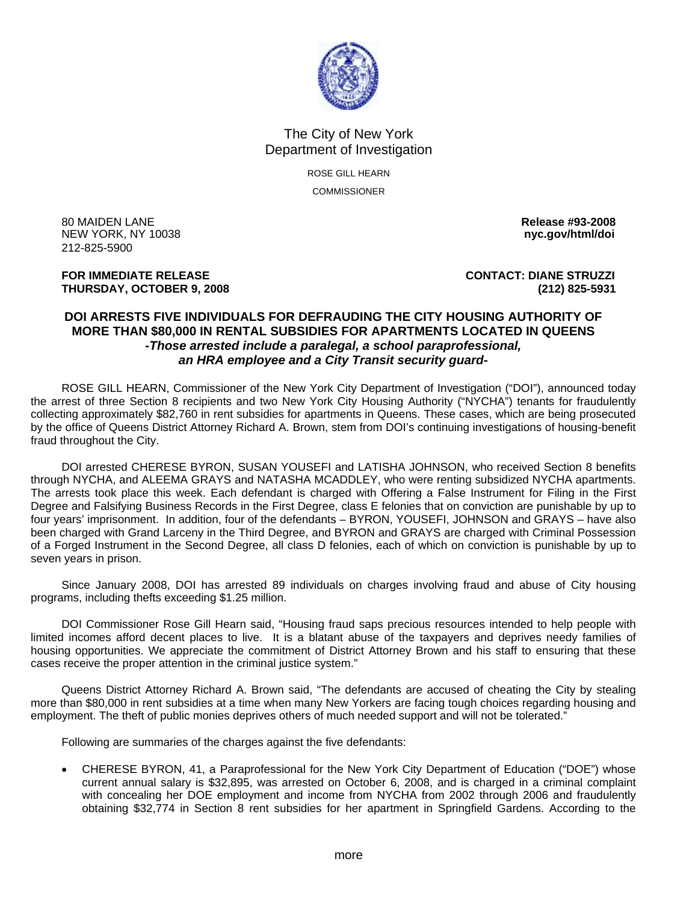# The City of New York
## Department of Investigation

ROSE GILL HEARN

COMMISSIONER

80 MAIDEN LANE
NEW YORK, NY 10038
212-825-5900

**Release #93-2008**
**nyc.gov/html/doi**

**FOR IMMEDIATE RELEASE**
**THURSDAY, OCTOBER 9, 2008**

**CONTACT: DIANE STRUZZI**
**(212) 825-5931**

## DOI ARRESTS FIVE INDIVIDUALS FOR DEFRAUDING THE CITY HOUSING AUTHORITY OF MORE THAN $80,000 IN RENTAL SUBSIDIES FOR APARTMENTS LOCATED IN QUEENS

***-Those arrested include a paralegal, a school paraprofessional, an HRA employee and a City Transit security guard-***

ROSE GILL HEARN, Commissioner of the New York City Department of Investigation ("DOI"), announced today the arrest of three Section 8 recipients and two New York City Housing Authority ("NYCHA") tenants for fraudulently collecting approximately $82,760 in rent subsidies for apartments in Queens. These cases, which are being prosecuted by the office of Queens District Attorney Richard A. Brown, stem from DOI's continuing investigations of housing-benefit fraud throughout the City.

DOI arrested CHERESE BYRON, SUSAN YOUSEFI and LATISHA JOHNSON, who received Section 8 benefits through NYCHA, and ALEEMA GRAYS and NATASHA MCADDLEY, who were renting subsidized NYCHA apartments. The arrests took place this week. Each defendant is charged with Offering a False Instrument for Filing in the First Degree and Falsifying Business Records in the First Degree, class E felonies that on conviction are punishable by up to four years' imprisonment. In addition, four of the defendants – BYRON, YOUSEFI, JOHNSON and GRAYS – have also been charged with Grand Larceny in the Third Degree, and BYRON and GRAYS are charged with Criminal Possession of a Forged Instrument in the Second Degree, all class D felonies, each of which on conviction is punishable by up to seven years in prison.

Since January 2008, DOI has arrested 89 individuals on charges involving fraud and abuse of City housing programs, including thefts exceeding $1.25 million.

DOI Commissioner Rose Gill Hearn said, "Housing fraud saps precious resources intended to help people with limited incomes afford decent places to live. It is a blatant abuse of the taxpayers and deprives needy families of housing opportunities. We appreciate the commitment of District Attorney Brown and his staff to ensuring that these cases receive the proper attention in the criminal justice system."

Queens District Attorney Richard A. Brown said, "The defendants are accused of cheating the City by stealing more than $80,000 in rent subsidies at a time when many New Yorkers are facing tough choices regarding housing and employment. The theft of public monies deprives others of much needed support and will not be tolerated."

Following are summaries of the charges against the five defendants:

- CHERESE BYRON, 41, a Paraprofessional for the New York City Department of Education ("DOE") whose current annual salary is $32,895, was arrested on October 6, 2008, and is charged in a criminal complaint with concealing her DOE employment and income from NYCHA from 2002 through 2006 and fraudulently obtaining $32,774 in Section 8 rent subsidies for her apartment in Springfield Gardens. According to the

more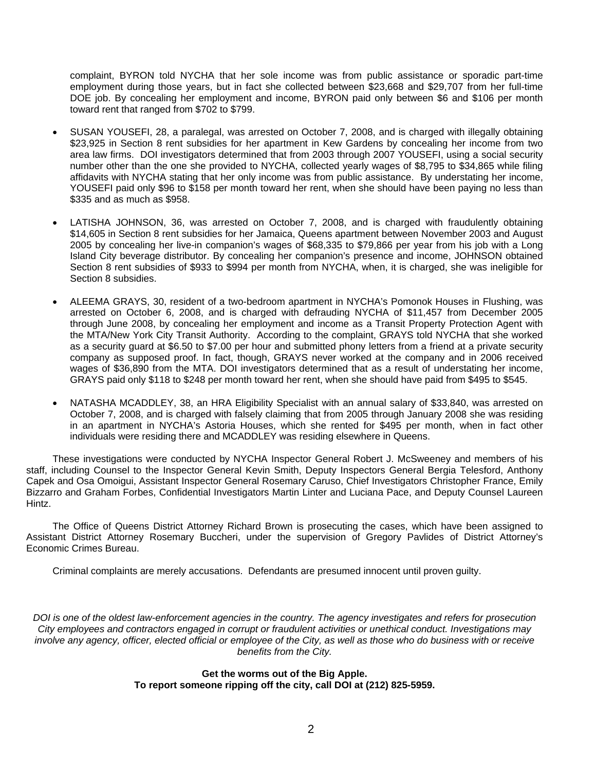complaint, BYRON told NYCHA that her sole income was from public assistance or sporadic part-time employment during those years, but in fact she collected between $23,668 and $29,707 from her full-time DOE job. By concealing her employment and income, BYRON paid only between $6 and $106 per month toward rent that ranged from $702 to $799.

- SUSAN YOUSEFI, 28, a paralegal, was arrested on October 7, 2008, and is charged with illegally obtaining $23,925 in Section 8 rent subsidies for her apartment in Kew Gardens by concealing her income from two area law firms. DOI investigators determined that from 2003 through 2007 YOUSEFI, using a social security number other than the one she provided to NYCHA, collected yearly wages of $8,795 to $34,865 while filing affidavits with NYCHA stating that her only income was from public assistance. By understating her income, YOUSEFI paid only $96 to $158 per month toward her rent, when she should have been paying no less than $335 and as much as $958.

- LATISHA JOHNSON, 36, was arrested on October 7, 2008, and is charged with fraudulently obtaining $14,605 in Section 8 rent subsidies for her Jamaica, Queens apartment between November 2003 and August 2005 by concealing her live-in companion's wages of $68,335 to $79,866 per year from his job with a Long Island City beverage distributor. By concealing her companion's presence and income, JOHNSON obtained Section 8 rent subsidies of $933 to $994 per month from NYCHA, when, it is charged, she was ineligible for Section 8 subsidies.

- ALEEMA GRAYS, 30, resident of a two-bedroom apartment in NYCHA's Pomonok Houses in Flushing, was arrested on October 6, 2008, and is charged with defrauding NYCHA of $11,457 from December 2005 through June 2008, by concealing her employment and income as a Transit Property Protection Agent with the MTA/New York City Transit Authority. According to the complaint, GRAYS told NYCHA that she worked as a security guard at $6.50 to $7.00 per hour and submitted phony letters from a friend at a private security company as supposed proof. In fact, though, GRAYS never worked at the company and in 2006 received wages of $36,890 from the MTA. DOI investigators determined that as a result of understating her income, GRAYS paid only $118 to $248 per month toward her rent, when she should have paid from $495 to $545.

- NATASHA MCADDLEY, 38, an HRA Eligibility Specialist with an annual salary of $33,840, was arrested on October 7, 2008, and is charged with falsely claiming that from 2005 through January 2008 she was residing in an apartment in NYCHA's Astoria Houses, which she rented for $495 per month, when in fact other individuals were residing there and MCADDLEY was residing elsewhere in Queens.

These investigations were conducted by NYCHA Inspector General Robert J. McSweeney and members of his staff, including Counsel to the Inspector General Kevin Smith, Deputy Inspectors General Bergia Telesford, Anthony Capek and Osa Omoigui, Assistant Inspector General Rosemary Caruso, Chief Investigators Christopher France, Emily Bizzarro and Graham Forbes, Confidential Investigators Martin Linter and Luciana Pace, and Deputy Counsel Laureen Hintz.

The Office of Queens District Attorney Richard Brown is prosecuting the cases, which have been assigned to Assistant District Attorney Rosemary Buccheri, under the supervision of Gregory Pavlides of District Attorney's Economic Crimes Bureau.

Criminal complaints are merely accusations. Defendants are presumed innocent until proven guilty.

*DOI is one of the oldest law-enforcement agencies in the country. The agency investigates and refers for prosecution City employees and contractors engaged in corrupt or fraudulent activities or unethical conduct. Investigations may involve any agency, officer, elected official or employee of the City, as well as those who do business with or receive benefits from the City.*

**Get the worms out of the Big Apple.**
**To report someone ripping off the city, call DOI at (212) 825-5959.**